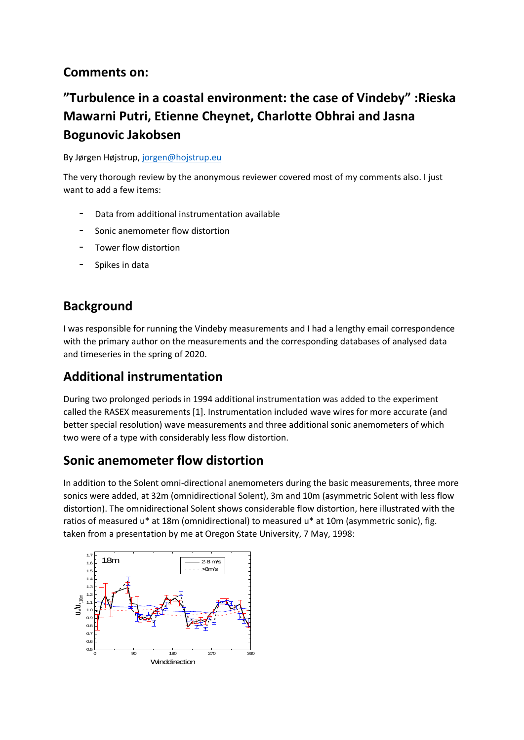## Comments on:

# "Turbulence in a coastal environment: the case of Vindeby" :Rieska Mawarni Putri, Etienne Cheynet, Charlotte Obhrai and Jasna Bogunovic Jakobsen

By Jørgen Højstrup, jorgen@hojstrup.eu

The very thorough review by the anonymous reviewer covered most of my comments also. I just want to add a few items:

- Data from additional instrumentation available
- Sonic anemometer flow distortion
- Tower flow distortion
- Spikes in data

## Background

I was responsible for running the Vindeby measurements and I had a lengthy email correspondence with the primary author on the measurements and the corresponding databases of analysed data and timeseries in the spring of 2020.

## Additional instrumentation

During two prolonged periods in 1994 additional instrumentation was added to the experiment called the RASEX measurements [1]. Instrumentation included wave wires for more accurate (and better special resolution) wave measurements and three additional sonic anemometers of which two were of a type with considerably less flow distortion.

## Sonic anemometer flow distortion

In addition to the Solent omni-directional anemometers during the basic measurements, three more sonics were added, at 32m (omnidirectional Solent), 3m and 10m (asymmetric Solent with less flow distortion). The omnidirectional Solent shows considerable flow distortion, here illustrated with the ratios of measured u* at 18m (omnidirectional) to measured u* at 10m (asymmetric sonic), fig. taken from a presentation by me at Oregon State University, 7 May, 1998: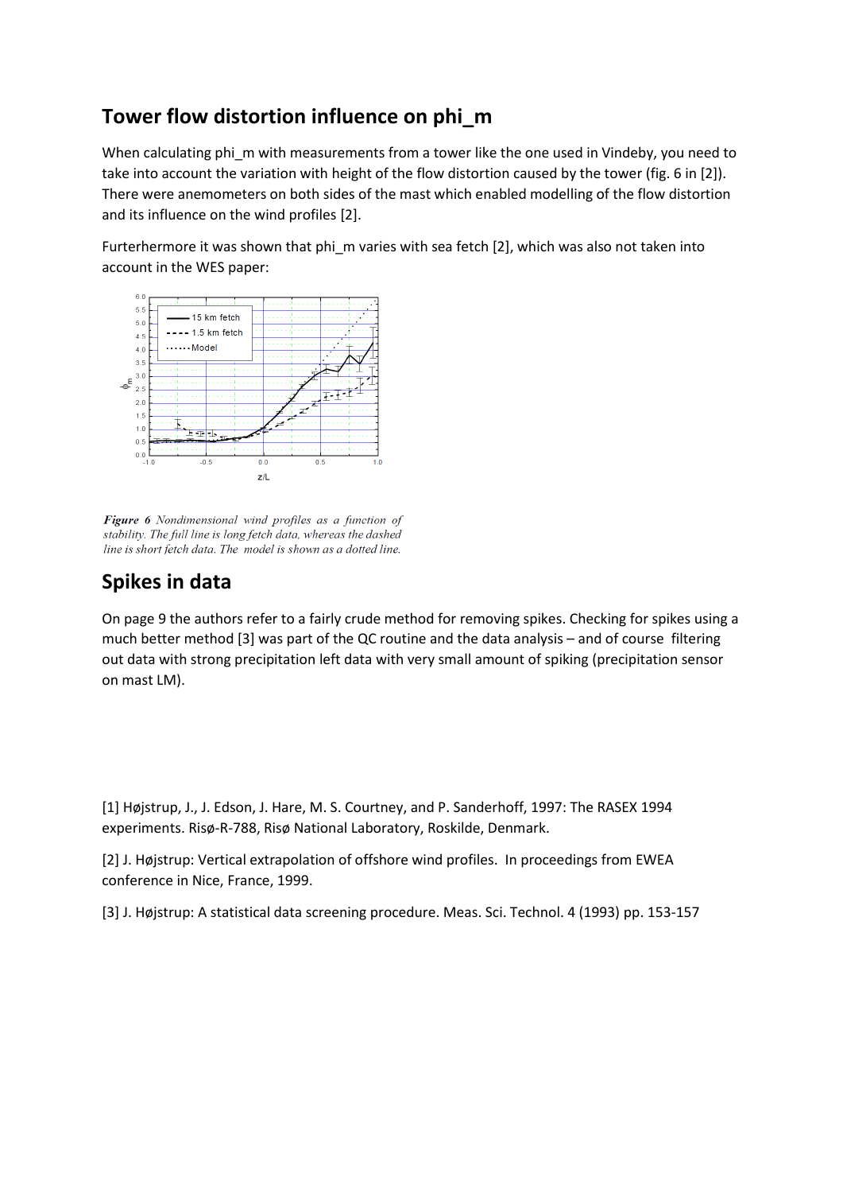## Tower flow distortion influence on phi_m

When calculating phi_m with measurements from a tower like the one used in Vindeby, you need to take into account the variation with height of the flow distortion caused by the tower (fig. 6 in [2]). There were anemometers on both sides of the mast which enabled modelling of the flow distortion and its influence on the wind profiles [2].

Furterhermore it was shown that phi_m varies with sea fetch [2], which was also not taken into account in the WES paper:

6.0
5.5
5.0
4.5
4.0
3.5
3.0
2.5
2.0
1.5
1.0
0.5
0.0

$\phi_m$

-1.0
-0.5
0.0
0.5
1.0

z/L

15 km fetch
1.5 km fetch
Model

***Figure 6*** *Nondimensional wind profiles as a function of stability. The full line is long fetch data, whereas the dashed line is short fetch data. The model is shown as a dotted line.*

## Spikes in data

On page 9 the authors refer to a fairly crude method for removing spikes. Checking for spikes using a much better method [3] was part of the QC routine and the data analysis – and of course filtering out data with strong precipitation left data with very small amount of spiking (precipitation sensor on mast LM).

[1] Højstrup, J., J. Edson, J. Hare, M. S. Courtney, and P. Sanderhoff, 1997: The RASEX 1994 experiments. Risø-R-788, Risø National Laboratory, Roskilde, Denmark.

[2] J. Højstrup: Vertical extrapolation of offshore wind profiles. In proceedings from EWEA conference in Nice, France, 1999.

[3] J. Højstrup: A statistical data screening procedure. Meas. Sci. Technol. 4 (1993) pp. 153-157